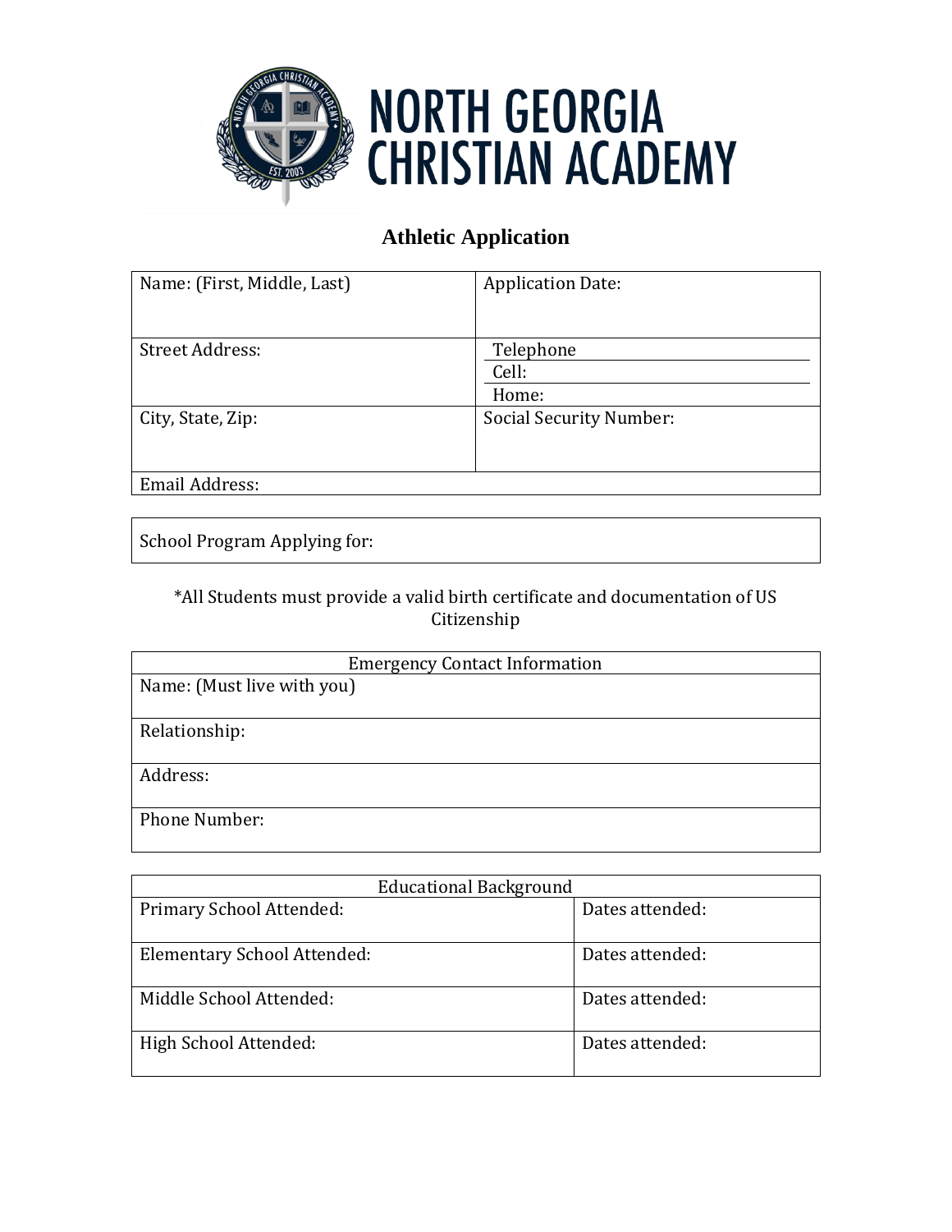# NORTH GEORGIA CHRISTIAN ACADEMY

## Athletic Application

| Name: (First, Middle, Last) | Application Date: |
|---|---|
| Street Address: | Telephone<br>Cell:<br>Home: |
| City, State, Zip: | Social Security Number: |
| Email Address: | |

| School Program Applying for: |
|---|

*All Students must provide a valid birth certificate and documentation of US Citizenship

| Emergency Contact Information |
|---|
| Name: (Must live with you) |
| Relationship: |
| Address: |
| Phone Number: |

| Educational Background | |
|---|---|
| Primary School Attended: | Dates attended: |
| Elementary School Attended: | Dates attended: |
| Middle School Attended: | Dates attended: |
| High School Attended: | Dates attended: |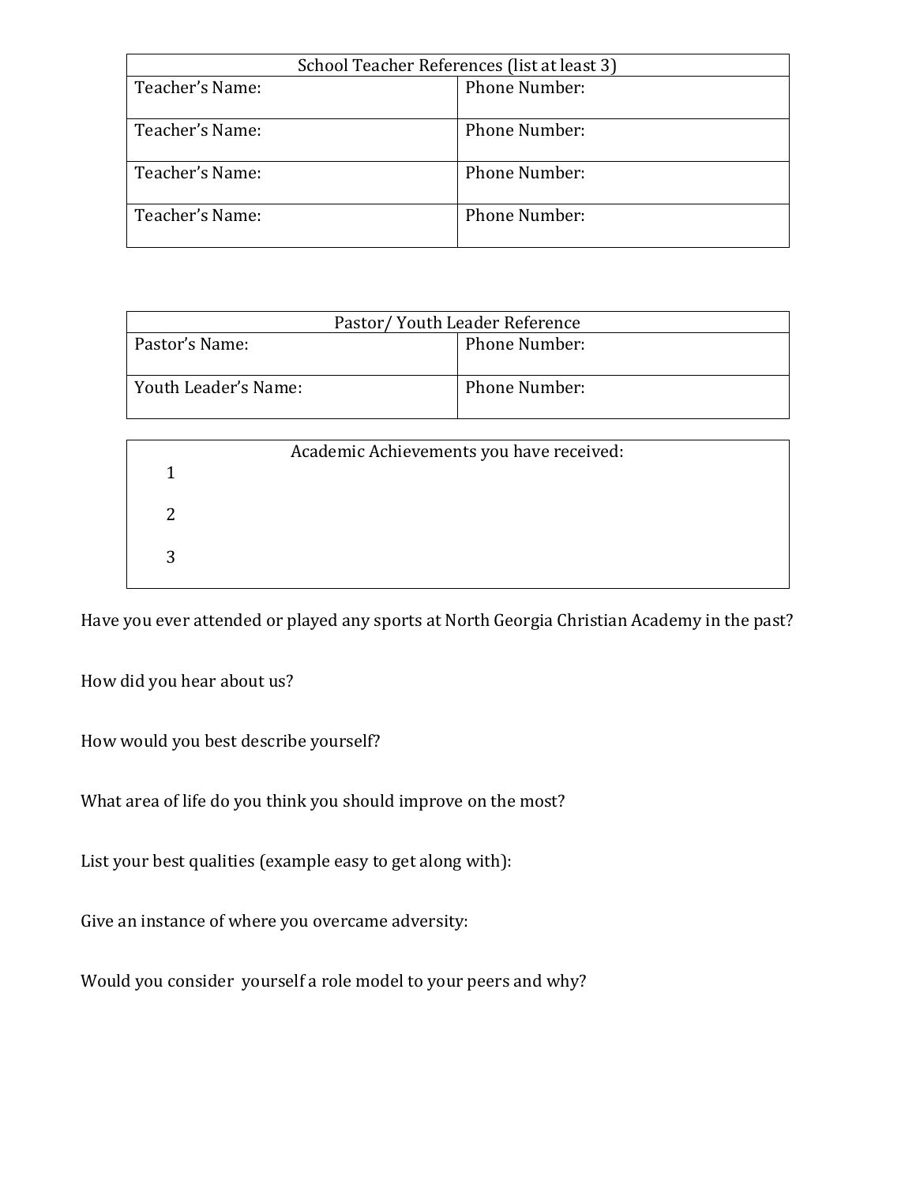| School Teacher References (list at least 3) | |
|---|---|
| Teacher's Name: | Phone Number: |
| Teacher's Name: | Phone Number: |
| Teacher's Name: | Phone Number: |
| Teacher's Name: | Phone Number: |

| Pastor/ Youth Leader Reference | |
|---|---|
| Pastor's Name: | Phone Number: |
| Youth Leader's Name: | Phone Number: |

| Academic Achievements you have received: |
|---|
| 1 |
| 2 |
| 3 |

Have you ever attended or played any sports at North Georgia Christian Academy in the past?

How did you hear about us?

How would you best describe yourself?

What area of life do you think you should improve on the most?

List your best qualities (example easy to get along with):

Give an instance of where you overcame adversity:

Would you consider yourself a role model to your peers and why?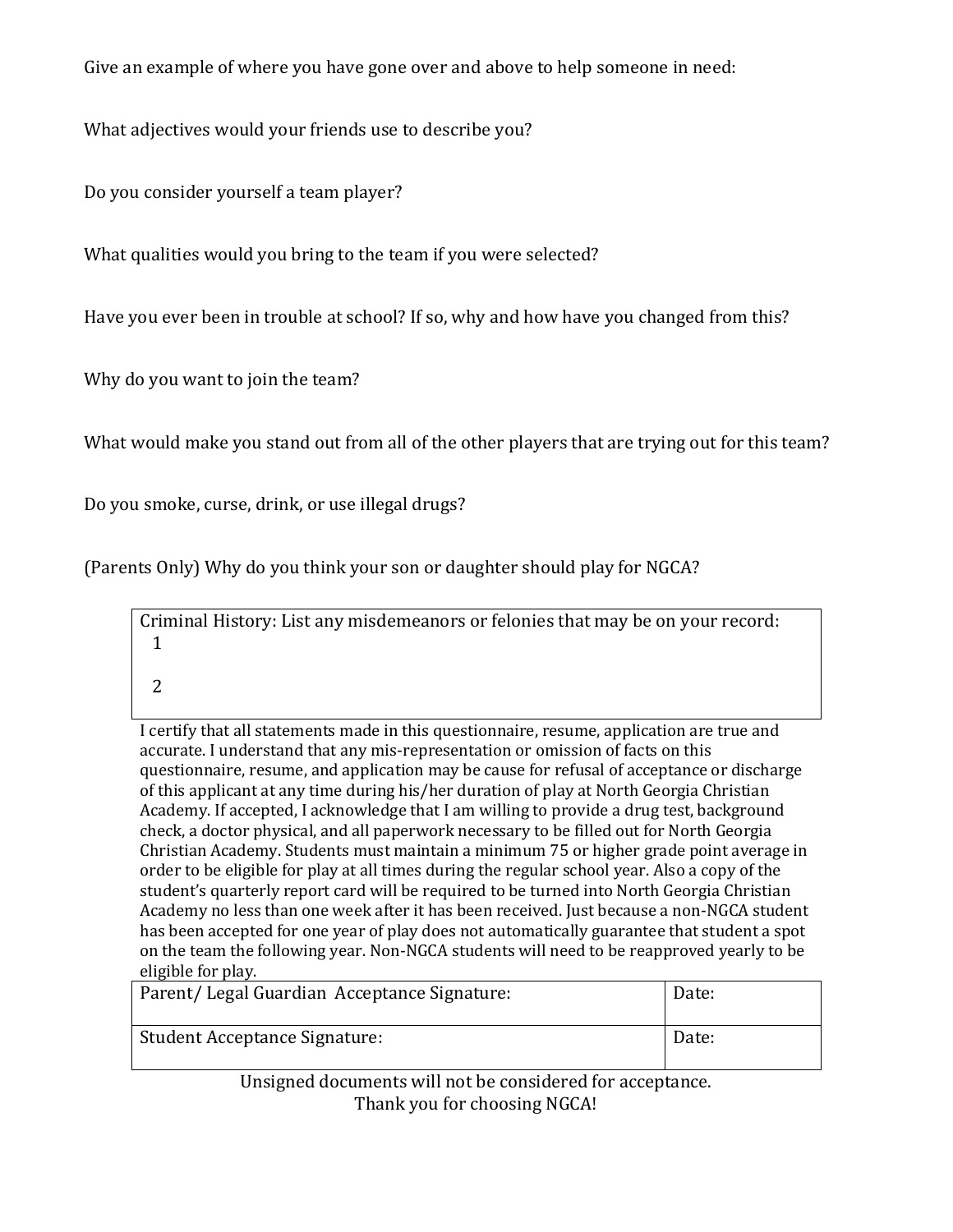Give an example of where you have gone over and above to help someone in need:

What adjectives would your friends use to describe you?

Do you consider yourself a team player?

What qualities would you bring to the team if you were selected?

Have you ever been in trouble at school? If so, why and how have you changed from this?

Why do you want to join the team?

What would make you stand out from all of the other players that are trying out for this team?

Do you smoke, curse, drink, or use illegal drugs?

(Parents Only) Why do you think your son or daughter should play for NGCA?

| Criminal History: List any misdemeanors or felonies that may be on your record: |
|---|
| 1 |
| 2 |

I certify that all statements made in this questionnaire, resume, application are true and accurate. I understand that any mis-representation or omission of facts on this questionnaire, resume, and application may be cause for refusal of acceptance or discharge of this applicant at any time during his/her duration of play at North Georgia Christian Academy. If accepted, I acknowledge that I am willing to provide a drug test, background check, a doctor physical, and all paperwork necessary to be filled out for North Georgia Christian Academy. Students must maintain a minimum 75 or higher grade point average in order to be eligible for play at all times during the regular school year. Also a copy of the student's quarterly report card will be required to be turned into North Georgia Christian Academy no less than one week after it has been received. Just because a non-NGCA student has been accepted for one year of play does not automatically guarantee that student a spot on the team the following year. Non-NGCA students will need to be reapproved yearly to be eligible for play.

| | |
|---|---|
| Parent/ Legal Guardian Acceptance Signature: | Date: |
| Student Acceptance Signature: | Date: |

Unsigned documents will not be considered for acceptance.
Thank you for choosing NGCA!